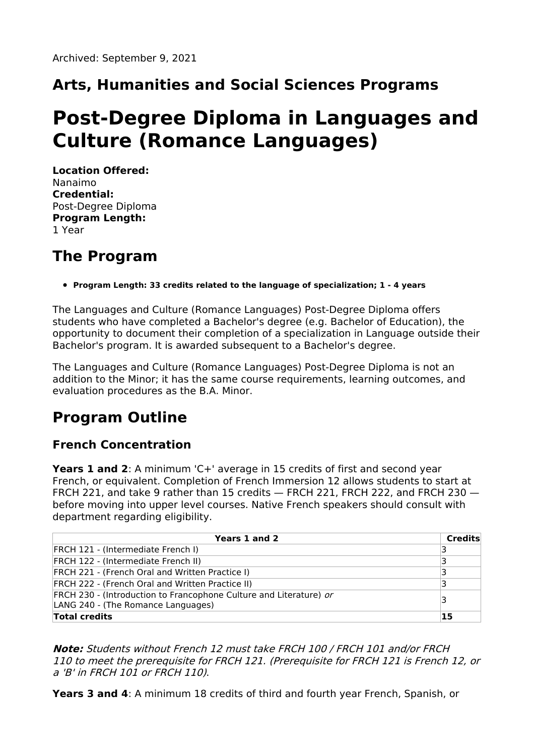Archived: September 9, 2021

## Arts, Humanities and Social Sciences Programs

# Post-Degree Diploma in Languages and Culture (Romance Languages)

**Location Offered:**
Nanaimo
**Credential:**
Post-Degree Diploma
**Program Length:**
1 Year

## The Program

- **Program Length: 33 credits related to the language of specialization; 1 - 4 years**

The Languages and Culture (Romance Languages) Post-Degree Diploma offers students who have completed a Bachelor's degree (e.g. Bachelor of Education), the opportunity to document their completion of a specialization in Language outside their Bachelor's program. It is awarded subsequent to a Bachelor's degree.

The Languages and Culture (Romance Languages) Post-Degree Diploma is not an addition to the Minor; it has the same course requirements, learning outcomes, and evaluation procedures as the B.A. Minor.

## Program Outline

### French Concentration

**Years 1 and 2**: A minimum 'C+' average in 15 credits of first and second year French, or equivalent. Completion of French Immersion 12 allows students to start at FRCH 221, and take 9 rather than 15 credits — FRCH 221, FRCH 222, and FRCH 230 — before moving into upper level courses. Native French speakers should consult with department regarding eligibility.

| Years 1 and 2 | Credits |
|---|---|
| FRCH 121 - (Intermediate French I) | 3 |
| FRCH 122 - (Intermediate French II) | 3 |
| FRCH 221 - (French Oral and Written Practice I) | 3 |
| FRCH 222 - (French Oral and Written Practice II) | 3 |
| FRCH 230 - (Introduction to Francophone Culture and Literature) *or* LANG 240 - (The Romance Languages) | 3 |
| **Total credits** | **15** |

***Note:*** *Students without French 12 must take FRCH 100 / FRCH 101 and/or FRCH 110 to meet the prerequisite for FRCH 121. (Prerequisite for FRCH 121 is French 12, or a 'B' in FRCH 101 or FRCH 110).*

**Years 3 and 4**: A minimum 18 credits of third and fourth year French, Spanish, or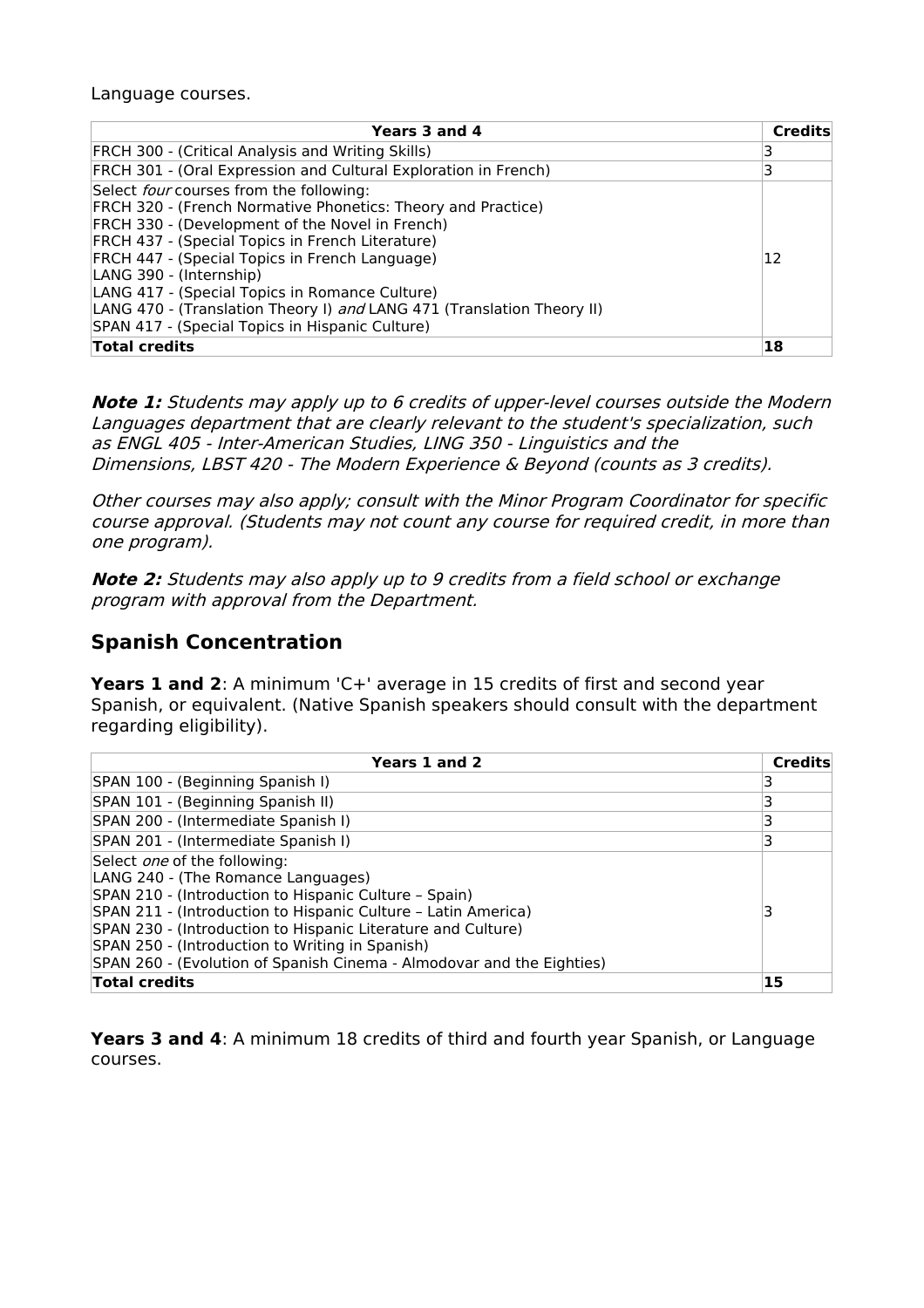Language courses.

| Years 3 and 4 | Credits |
|---|---|
| FRCH 300 - (Critical Analysis and Writing Skills) | 3 |
| FRCH 301 - (Oral Expression and Cultural Exploration in French) | 3 |
| Select *four* courses from the following:<br>FRCH 320 - (French Normative Phonetics: Theory and Practice)<br>FRCH 330 - (Development of the Novel in French)<br>FRCH 437 - (Special Topics in French Literature)<br>FRCH 447 - (Special Topics in French Language)<br>LANG 390 - (Internship)<br>LANG 417 - (Special Topics in Romance Culture)<br>LANG 470 - (Translation Theory I) *and* LANG 471 (Translation Theory II)<br>SPAN 417 - (Special Topics in Hispanic Culture) | 12 |
| **Total credits** | **18** |

***Note 1:*** *Students may apply up to 6 credits of upper-level courses outside the Modern Languages department that are clearly relevant to the student's specialization, such as ENGL 405 - Inter-American Studies, LING 350 - Linguistics and the Dimensions, LBST 420 - The Modern Experience & Beyond (counts as 3 credits).*

*Other courses may also apply; consult with the Minor Program Coordinator for specific course approval. (Students may not count any course for required credit, in more than one program).*

***Note 2:*** *Students may also apply up to 9 credits from a field school or exchange program with approval from the Department.*

## Spanish Concentration

**Years 1 and 2**: A minimum 'C+' average in 15 credits of first and second year Spanish, or equivalent. (Native Spanish speakers should consult with the department regarding eligibility).

| Years 1 and 2 | Credits |
|---|---|
| SPAN 100 - (Beginning Spanish I) | 3 |
| SPAN 101 - (Beginning Spanish II) | 3 |
| SPAN 200 - (Intermediate Spanish I) | 3 |
| SPAN 201 - (Intermediate Spanish I) | 3 |
| Select *one* of the following:<br>LANG 240 - (The Romance Languages)<br>SPAN 210 - (Introduction to Hispanic Culture – Spain)<br>SPAN 211 - (Introduction to Hispanic Culture – Latin America)<br>SPAN 230 - (Introduction to Hispanic Literature and Culture)<br>SPAN 250 - (Introduction to Writing in Spanish)<br>SPAN 260 - (Evolution of Spanish Cinema - Almodovar and the Eighties) | 3 |
| **Total credits** | **15** |

**Years 3 and 4**: A minimum 18 credits of third and fourth year Spanish, or Language courses.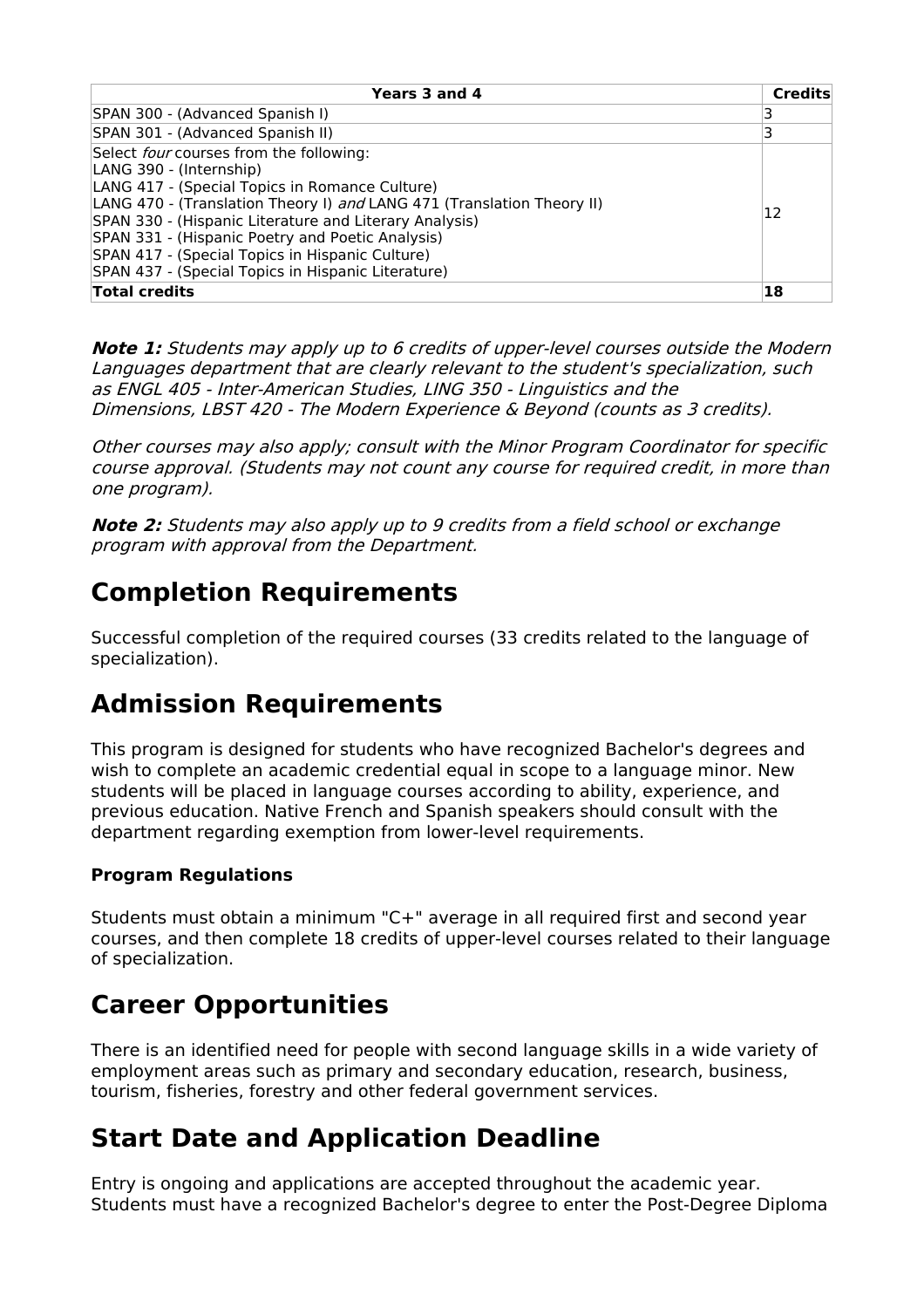| Years 3 and 4 | Credits |
|---|---|
| SPAN 300 - (Advanced Spanish I) | 3 |
| SPAN 301 - (Advanced Spanish II) | 3 |
| Select *four* courses from the following:<br>LANG 390 - (Internship)<br>LANG 417 - (Special Topics in Romance Culture)<br>LANG 470 - (Translation Theory I) *and* LANG 471 (Translation Theory II)<br>SPAN 330 - (Hispanic Literature and Literary Analysis)<br>SPAN 331 - (Hispanic Poetry and Poetic Analysis)<br>SPAN 417 - (Special Topics in Hispanic Culture)<br>SPAN 437 - (Special Topics in Hispanic Literature) | 12 |
| **Total credits** | **18** |

***Note 1:*** *Students may apply up to 6 credits of upper-level courses outside the Modern Languages department that are clearly relevant to the student's specialization, such as ENGL 405 - Inter-American Studies, LING 350 - Linguistics and the Dimensions, LBST 420 - The Modern Experience & Beyond (counts as 3 credits).*

*Other courses may also apply; consult with the Minor Program Coordinator for specific course approval. (Students may not count any course for required credit, in more than one program).*

***Note 2:*** *Students may also apply up to 9 credits from a field school or exchange program with approval from the Department.*

## Completion Requirements

Successful completion of the required courses (33 credits related to the language of specialization).

## Admission Requirements

This program is designed for students who have recognized Bachelor's degrees and wish to complete an academic credential equal in scope to a language minor. New students will be placed in language courses according to ability, experience, and previous education. Native French and Spanish speakers should consult with the department regarding exemption from lower-level requirements.

### Program Regulations

Students must obtain a minimum "C+" average in all required first and second year courses, and then complete 18 credits of upper-level courses related to their language of specialization.

## Career Opportunities

There is an identified need for people with second language skills in a wide variety of employment areas such as primary and secondary education, research, business, tourism, fisheries, forestry and other federal government services.

## Start Date and Application Deadline

Entry is ongoing and applications are accepted throughout the academic year. Students must have a recognized Bachelor's degree to enter the Post-Degree Diploma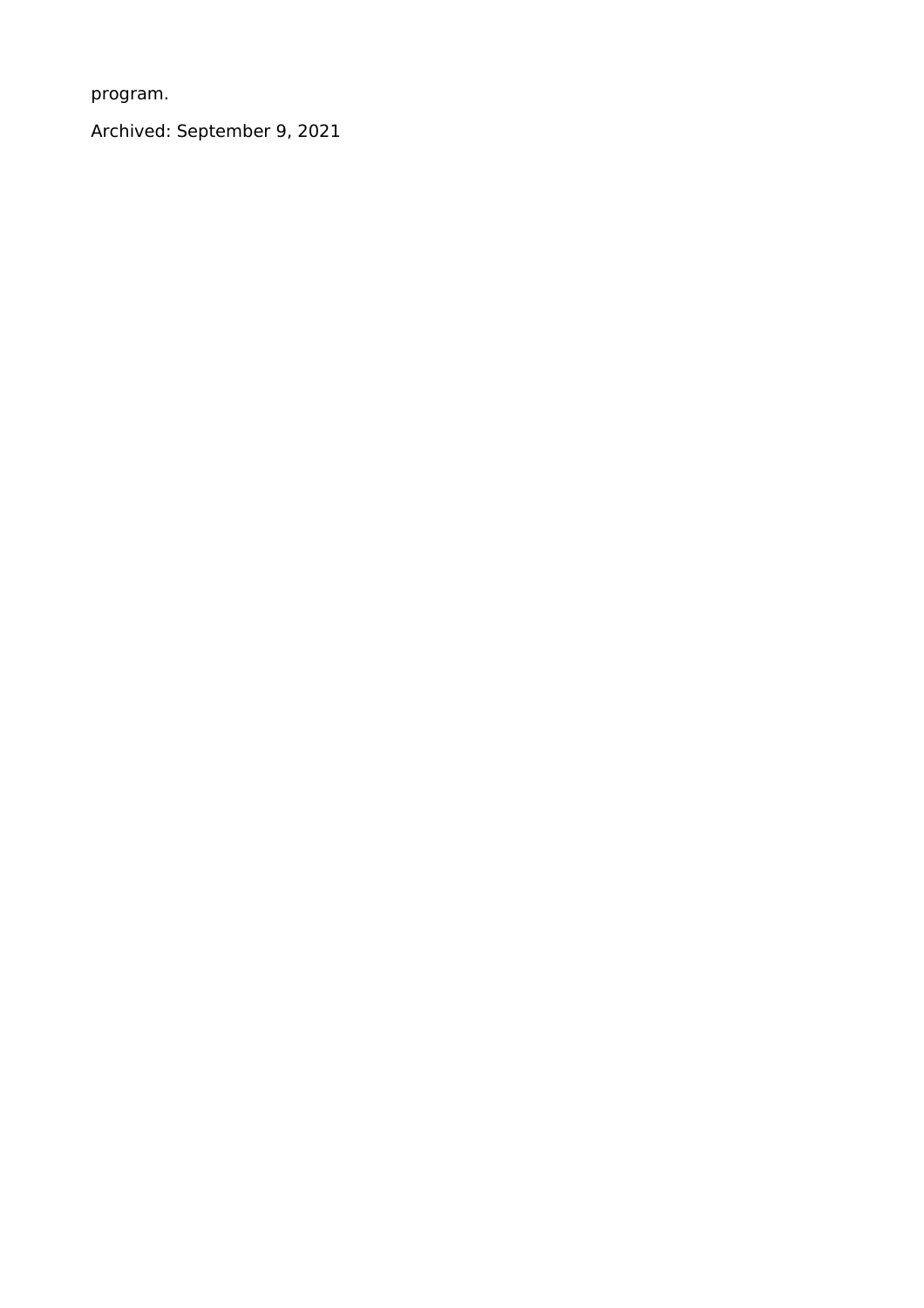program.

Archived: September 9, 2021